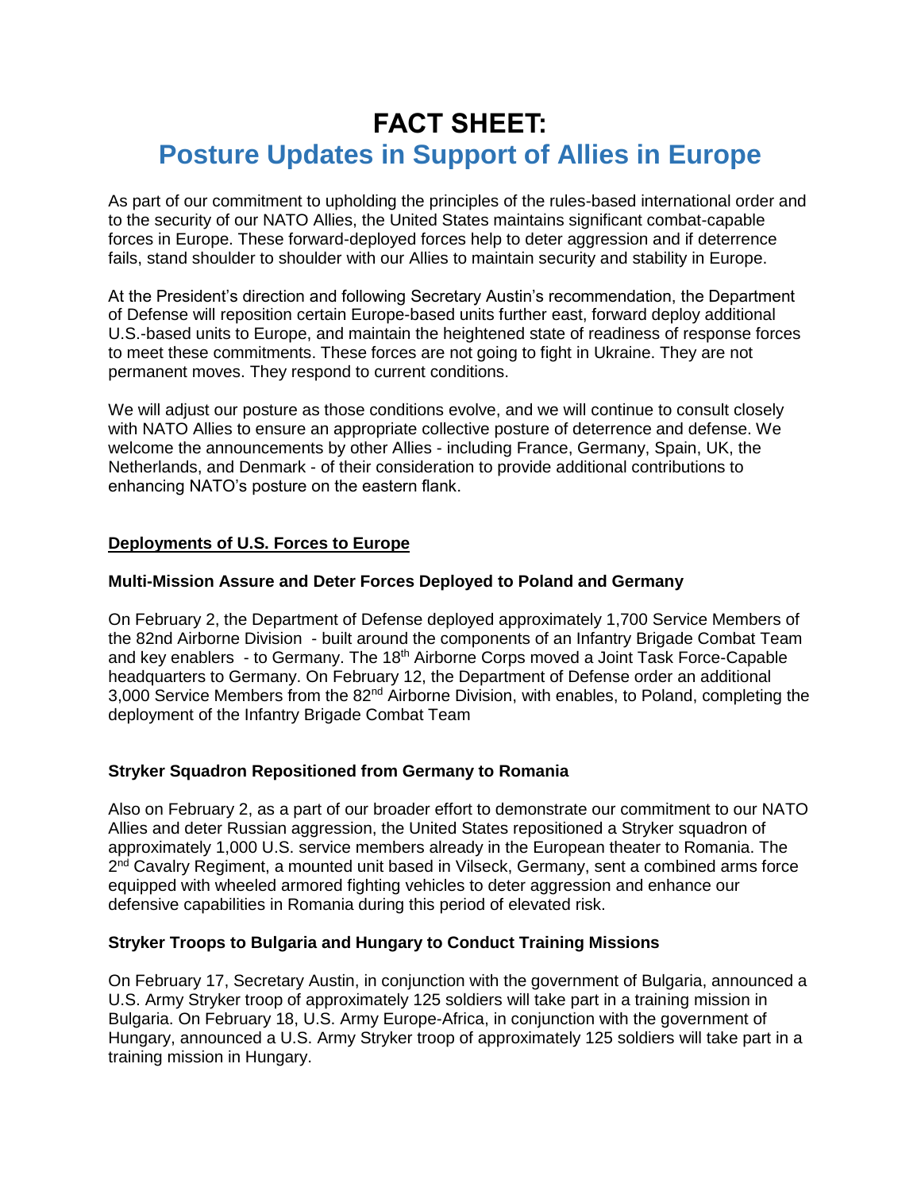# FACT SHEET:

## Posture Updates in Support of Allies in Europe

As part of our commitment to upholding the principles of the rules-based international order and to the security of our NATO Allies, the United States maintains significant combat-capable forces in Europe. These forward-deployed forces help to deter aggression and if deterrence fails, stand shoulder to shoulder with our Allies to maintain security and stability in Europe.

At the President's direction and following Secretary Austin's recommendation, the Department of Defense will reposition certain Europe-based units further east, forward deploy additional U.S.-based units to Europe, and maintain the heightened state of readiness of response forces to meet these commitments. These forces are not going to fight in Ukraine. They are not permanent moves. They respond to current conditions.

We will adjust our posture as those conditions evolve, and we will continue to consult closely with NATO Allies to ensure an appropriate collective posture of deterrence and defense. We welcome the announcements by other Allies - including France, Germany, Spain, UK, the Netherlands, and Denmark - of their consideration to provide additional contributions to enhancing NATO's posture on the eastern flank.

<u>**Deployments of U.S. Forces to Europe**</u>

**Multi-Mission Assure and Deter Forces Deployed to Poland and Germany**

On February 2, the Department of Defense deployed approximately 1,700 Service Members of the 82nd Airborne Division - built around the components of an Infantry Brigade Combat Team and key enablers - to Germany. The 18th Airborne Corps moved a Joint Task Force-Capable headquarters to Germany. On February 12, the Department of Defense order an additional 3,000 Service Members from the 82nd Airborne Division, with enables, to Poland, completing the deployment of the Infantry Brigade Combat Team

**Stryker Squadron Repositioned from Germany to Romania**

Also on February 2, as a part of our broader effort to demonstrate our commitment to our NATO Allies and deter Russian aggression, the United States repositioned a Stryker squadron of approximately 1,000 U.S. service members already in the European theater to Romania. The 2nd Cavalry Regiment, a mounted unit based in Vilseck, Germany, sent a combined arms force equipped with wheeled armored fighting vehicles to deter aggression and enhance our defensive capabilities in Romania during this period of elevated risk.

**Stryker Troops to Bulgaria and Hungary to Conduct Training Missions**

On February 17, Secretary Austin, in conjunction with the government of Bulgaria, announced a U.S. Army Stryker troop of approximately 125 soldiers will take part in a training mission in Bulgaria. On February 18, U.S. Army Europe-Africa, in conjunction with the government of Hungary, announced a U.S. Army Stryker troop of approximately 125 soldiers will take part in a training mission in Hungary.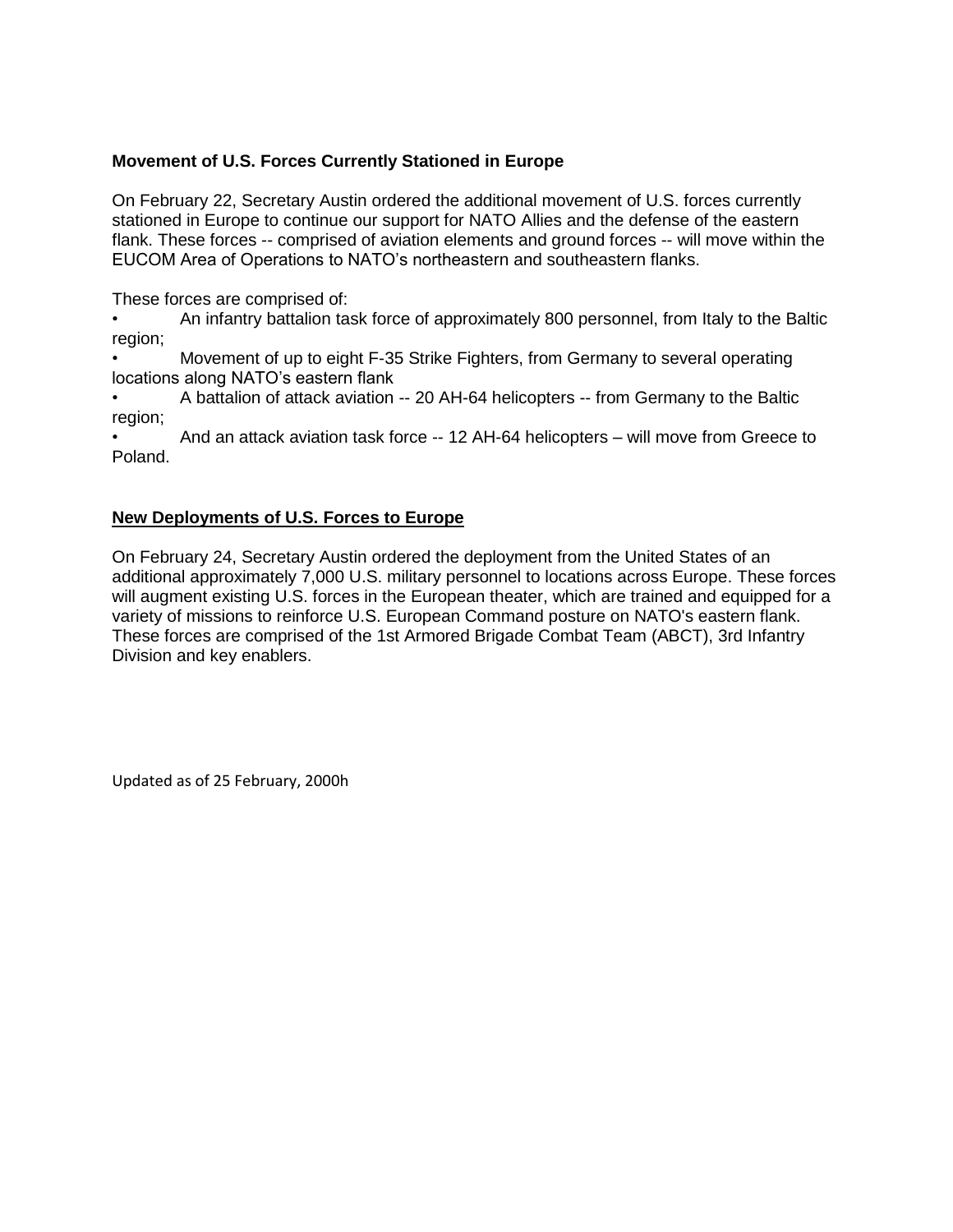**Movement of U.S. Forces Currently Stationed in Europe**

On February 22, Secretary Austin ordered the additional movement of U.S. forces currently stationed in Europe to continue our support for NATO Allies and the defense of the eastern flank. These forces -- comprised of aviation elements and ground forces -- will move within the EUCOM Area of Operations to NATO's northeastern and southeastern flanks.

These forces are comprised of:

- An infantry battalion task force of approximately 800 personnel, from Italy to the Baltic region;
- Movement of up to eight F-35 Strike Fighters, from Germany to several operating locations along NATO's eastern flank
- A battalion of attack aviation -- 20 AH-64 helicopters -- from Germany to the Baltic region;
- And an attack aviation task force -- 12 AH-64 helicopters – will move from Greece to Poland.

**New Deployments of U.S. Forces to Europe**

On February 24, Secretary Austin ordered the deployment from the United States of an additional approximately 7,000 U.S. military personnel to locations across Europe. These forces will augment existing U.S. forces in the European theater, which are trained and equipped for a variety of missions to reinforce U.S. European Command posture on NATO's eastern flank. These forces are comprised of the 1st Armored Brigade Combat Team (ABCT), 3rd Infantry Division and key enablers.

Updated as of 25 February, 2000h